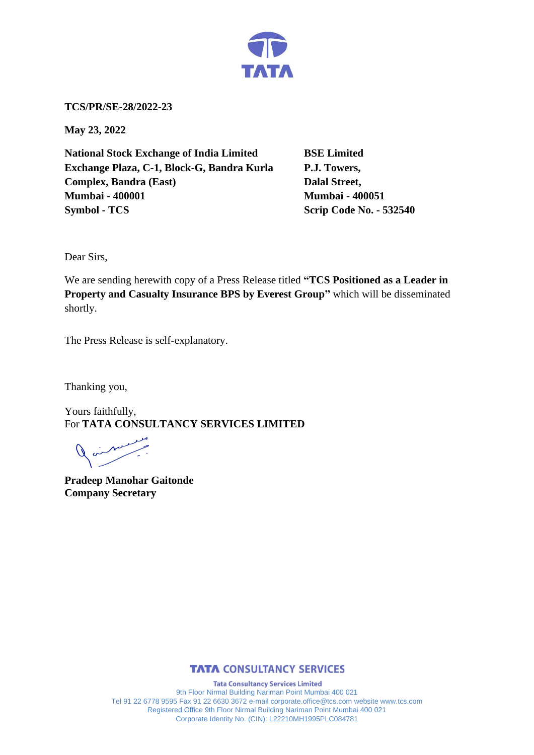**TCS/PR/SE-28/2022-23**

**May 23, 2022**

**National Stock Exchange of India Limited**
**Exchange Plaza, C-1, Block-G, Bandra Kurla Complex, Bandra (East)**
**Mumbai - 400001**
**Symbol - TCS**

**BSE Limited**
**P.J. Towers,**
**Dalal Street,**
**Mumbai - 400051**
**Scrip Code No. - 532540**

Dear Sirs,

We are sending herewith copy of a Press Release titled **"TCS Positioned as a Leader in Property and Casualty Insurance BPS by Everest Group"** which will be disseminated shortly.

The Press Release is self-explanatory.

Thanking you,

Yours faithfully,
For **TATA CONSULTANCY SERVICES LIMITED**

**Pradeep Manohar Gaitonde**
**Company Secretary**

**TATA CONSULTANCY SERVICES**

**Tata Consultancy Services Limited**
9th Floor Nirmal Building Nariman Point Mumbai 400 021
Tel 91 22 6778 9595 Fax 91 22 6630 3672 e-mail corporate.office@tcs.com website www.tcs.com
Registered Office 9th Floor Nirmal Building Nariman Point Mumbai 400 021
Corporate Identity No. (CIN): L22210MH1995PLC084781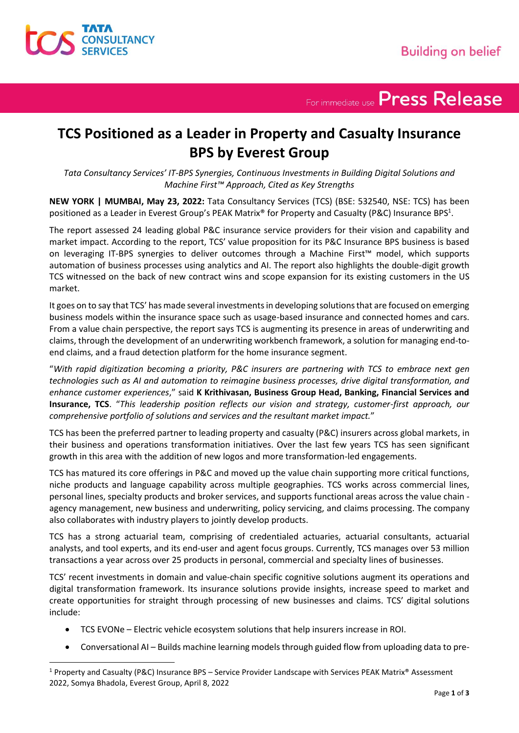# TCS Positioned as a Leader in Property and Casualty Insurance BPS by Everest Group

*Tata Consultancy Services' IT-BPS Synergies, Continuous Investments in Building Digital Solutions and Machine First™ Approach, Cited as Key Strengths*

**NEW YORK | MUMBAI, May 23, 2022:** Tata Consultancy Services (TCS) (BSE: 532540, NSE: TCS) has been positioned as a Leader in Everest Group's PEAK Matrix® for Property and Casualty (P&C) Insurance BPS[1].

The report assessed 24 leading global P&C insurance service providers for their vision and capability and market impact. According to the report, TCS' value proposition for its P&C Insurance BPS business is based on leveraging IT-BPS synergies to deliver outcomes through a Machine First™ model, which supports automation of business processes using analytics and AI. The report also highlights the double-digit growth TCS witnessed on the back of new contract wins and scope expansion for its existing customers in the US market.

It goes on to say that TCS' has made several investments in developing solutions that are focused on emerging business models within the insurance space such as usage-based insurance and connected homes and cars. From a value chain perspective, the report says TCS is augmenting its presence in areas of underwriting and claims, through the development of an underwriting workbench framework, a solution for managing end-to-end claims, and a fraud detection platform for the home insurance segment.

"*With rapid digitization becoming a priority, P&C insurers are partnering with TCS to embrace next gen technologies such as AI and automation to reimagine business processes, drive digital transformation, and enhance customer experiences*," said **K Krithivasan, Business Group Head, Banking, Financial Services and Insurance, TCS**. "*This leadership position reflects our vision and strategy, customer-first approach, our comprehensive portfolio of solutions and services and the resultant market impact.*"

TCS has been the preferred partner to leading property and casualty (P&C) insurers across global markets, in their business and operations transformation initiatives. Over the last few years TCS has seen significant growth in this area with the addition of new logos and more transformation-led engagements.

TCS has matured its core offerings in P&C and moved up the value chain supporting more critical functions, niche products and language capability across multiple geographies. TCS works across commercial lines, personal lines, specialty products and broker services, and supports functional areas across the value chain - agency management, new business and underwriting, policy servicing, and claims processing. The company also collaborates with industry players to jointly develop products.

TCS has a strong actuarial team, comprising of credentialed actuaries, actuarial consultants, actuarial analysts, and tool experts, and its end-user and agent focus groups. Currently, TCS manages over 53 million transactions a year across over 25 products in personal, commercial and specialty lines of businesses.

TCS' recent investments in domain and value-chain specific cognitive solutions augment its operations and digital transformation framework. Its insurance solutions provide insights, increase speed to market and create opportunities for straight through processing of new businesses and claims. TCS' digital solutions include:

- TCS EVONe – Electric vehicle ecosystem solutions that help insurers increase in ROI.
- Conversational AI – Builds machine learning models through guided flow from uploading data to pre-

[1] Property and Casualty (P&C) Insurance BPS – Service Provider Landscape with Services PEAK Matrix® Assessment 2022, Somya Bhadola, Everest Group, April 8, 2022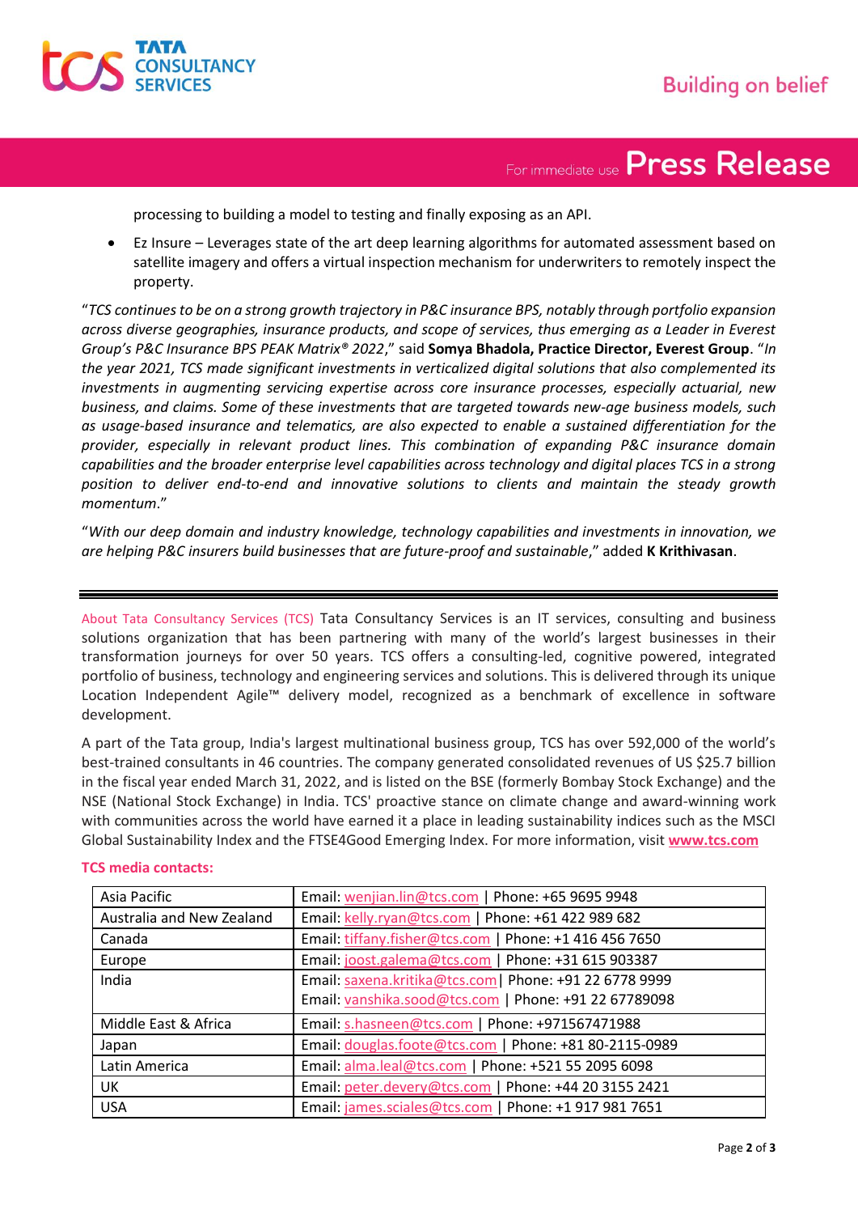processing to building a model to testing and finally exposing as an API.

- Ez Insure – Leverages state of the art deep learning algorithms for automated assessment based on satellite imagery and offers a virtual inspection mechanism for underwriters to remotely inspect the property.

"*TCS continues to be on a strong growth trajectory in P&C insurance BPS, notably through portfolio expansion across diverse geographies, insurance products, and scope of services, thus emerging as a Leader in Everest Group's P&C Insurance BPS PEAK Matrix® 2022*," said **Somya Bhadola, Practice Director, Everest Group**. "*In the year 2021, TCS made significant investments in verticalized digital solutions that also complemented its investments in augmenting servicing expertise across core insurance processes, especially actuarial, new business, and claims. Some of these investments that are targeted towards new-age business models, such as usage-based insurance and telematics, are also expected to enable a sustained differentiation for the provider, especially in relevant product lines. This combination of expanding P&C insurance domain capabilities and the broader enterprise level capabilities across technology and digital places TCS in a strong position to deliver end-to-end and innovative solutions to clients and maintain the steady growth momentum*."

"*With our deep domain and industry knowledge, technology capabilities and investments in innovation, we are helping P&C insurers build businesses that are future-proof and sustainable*," added **K Krithivasan**.

---

About Tata Consultancy Services (TCS) Tata Consultancy Services is an IT services, consulting and business solutions organization that has been partnering with many of the world's largest businesses in their transformation journeys for over 50 years. TCS offers a consulting-led, cognitive powered, integrated portfolio of business, technology and engineering services and solutions. This is delivered through its unique Location Independent Agile™ delivery model, recognized as a benchmark of excellence in software development.

A part of the Tata group, India's largest multinational business group, TCS has over 592,000 of the world's best-trained consultants in 46 countries. The company generated consolidated revenues of US $25.7 billion in the fiscal year ended March 31, 2022, and is listed on the BSE (formerly Bombay Stock Exchange) and the NSE (National Stock Exchange) in India. TCS' proactive stance on climate change and award-winning work with communities across the world have earned it a place in leading sustainability indices such as the MSCI Global Sustainability Index and the FTSE4Good Emerging Index. For more information, visit **www.tcs.com**

**TCS media contacts:**

| | |
|---|---|
| Asia Pacific | Email: wenjian.lin@tcs.com \| Phone: +65 9695 9948 |
| Australia and New Zealand | Email: kelly.ryan@tcs.com \| Phone: +61 422 989 682 |
| Canada | Email: tiffany.fisher@tcs.com \| Phone: +1 416 456 7650 |
| Europe | Email: joost.galema@tcs.com \| Phone: +31 615 903387 |
| India | Email: saxena.kritika@tcs.com\| Phone: +91 22 6778 9999<br>Email: vanshika.sood@tcs.com \| Phone: +91 22 67789098 |
| Middle East & Africa | Email: s.hasneen@tcs.com \| Phone: +971567471988 |
| Japan | Email: douglas.foote@tcs.com \| Phone: +81 80-2115-0989 |
| Latin America | Email: alma.leal@tcs.com \| Phone: +521 55 2095 6098 |
| UK | Email: peter.devery@tcs.com \| Phone: +44 20 3155 2421 |
| USA | Email: james.sciales@tcs.com \| Phone: +1 917 981 7651 |